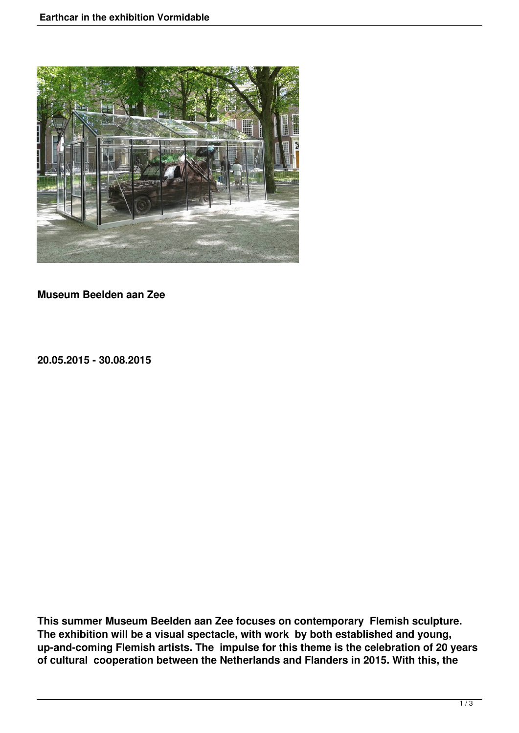**Museum Beelden aan Zee**

**20.05.2015 - 30.08.2015**

**This summer Museum Beelden aan Zee focuses on contemporary Flemish sculpture. The exhibition will be a visual spectacle, with work by both established and young, up-and-coming Flemish artists. The impulse for this theme is the celebration of 20 years of cultural cooperation between the Netherlands and Flanders in 2015. With this, the**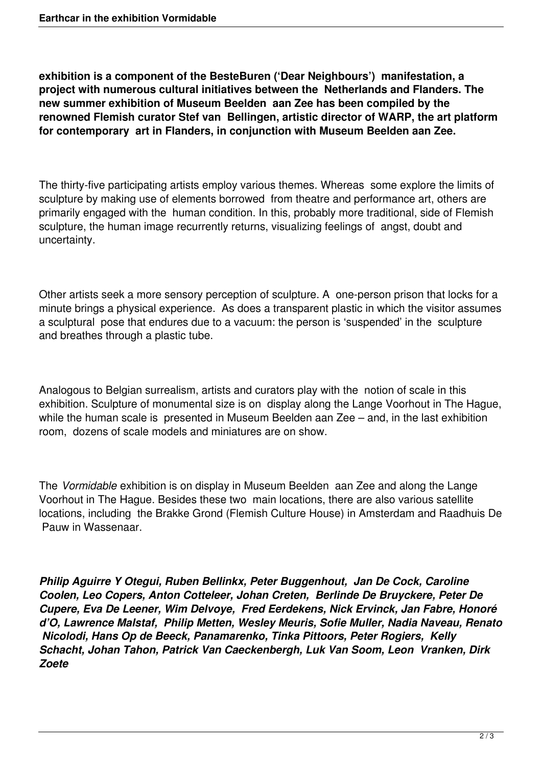**exhibition is a component of the BesteBuren ('Dear Neighbours') manifestation, a project with numerous cultural initiatives between the Netherlands and Flanders. The new summer exhibition of Museum Beelden aan Zee has been compiled by the renowned Flemish curator Stef van Bellingen, artistic director of WARP, the art platform for contemporary art in Flanders, in conjunction with Museum Beelden aan Zee.**

The thirty-five participating artists employ various themes. Whereas some explore the limits of sculpture by making use of elements borrowed from theatre and performance art, others are primarily engaged with the human condition. In this, probably more traditional, side of Flemish sculpture, the human image recurrently returns, visualizing feelings of angst, doubt and uncertainty.

Other artists seek a more sensory perception of sculpture. A one-person prison that locks for a minute brings a physical experience. As does a transparent plastic in which the visitor assumes a sculptural pose that endures due to a vacuum: the person is 'suspended' in the sculpture and breathes through a plastic tube.

Analogous to Belgian surrealism, artists and curators play with the notion of scale in this exhibition. Sculpture of monumental size is on display along the Lange Voorhout in The Hague, while the human scale is presented in Museum Beelden aan Zee – and, in the last exhibition room, dozens of scale models and miniatures are on show.

The *Vormidable* exhibition is on display in Museum Beelden aan Zee and along the Lange Voorhout in The Hague. Besides these two main locations, there are also various satellite locations, including the Brakke Grond (Flemish Culture House) in Amsterdam and Raadhuis De Pauw in Wassenaar.

***Philip Aguirre Y Otegui, Ruben Bellinkx, Peter Buggenhout, Jan De Cock, Caroline Coolen, Leo Copers, Anton Cotteleer, Johan Creten, Berlinde De Bruyckere, Peter De Cupere, Eva De Leener, Wim Delvoye, Fred Eerdekens, Nick Ervinck, Jan Fabre, Honoré d'O, Lawrence Malstaf, Philip Metten, Wesley Meuris, Sofie Muller, Nadia Naveau, Renato Nicolodi, Hans Op de Beeck, Panamarenko, Tinka Pittoors, Peter Rogiers, Kelly Schacht, Johan Tahon, Patrick Van Caeckenbergh, Luk Van Soom, Leon Vranken, Dirk Zoete***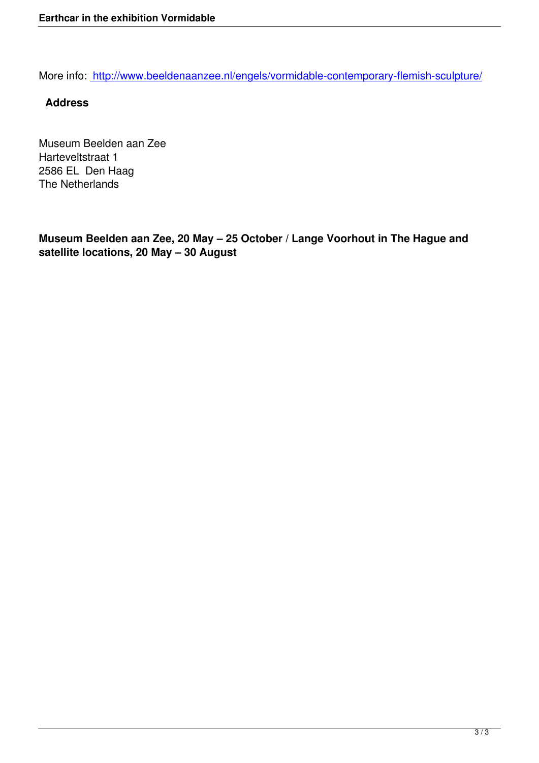More info: [http://www.beeldenaanzee.nl/engels/vormidable-contemporary-flemish-sculpture/](http://www.beeldenaanzee.nl/engels/vormidable-contemporary-flemish-sculpture/)

**Address**

Museum Beelden aan Zee
Harteveltstraat 1
2586 EL  Den Haag
The Netherlands

**Museum Beelden aan Zee, 20 May – 25 October / Lange Voorhout in The Hague and satellite locations, 20 May – 30 August**